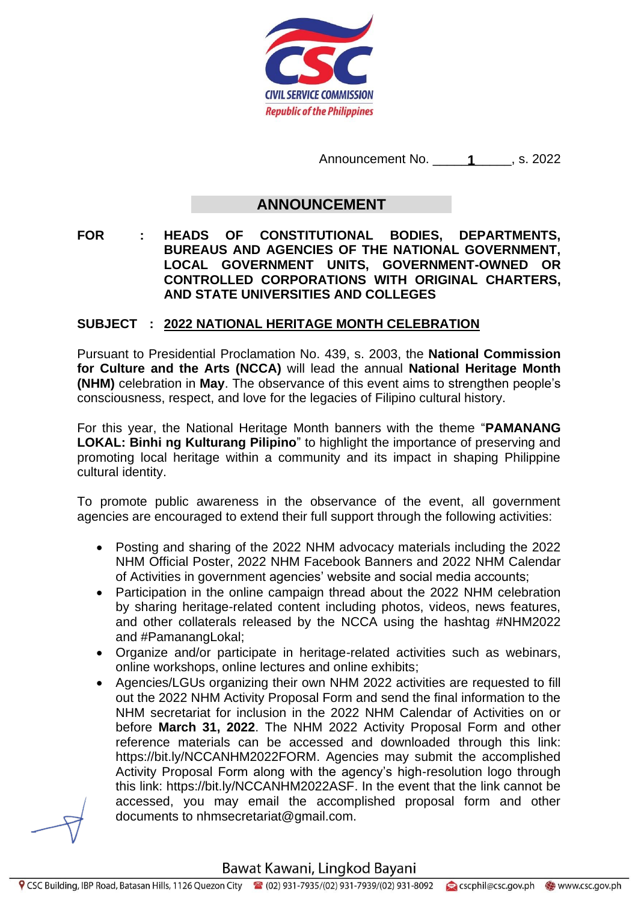CIVIL SERVICE COMMISSION
Republic of the Philippines

Announcement No. 1, s. 2022

## ANNOUNCEMENT

**FOR : HEADS OF CONSTITUTIONAL BODIES, DEPARTMENTS, BUREAUS AND AGENCIES OF THE NATIONAL GOVERNMENT, LOCAL GOVERNMENT UNITS, GOVERNMENT-OWNED OR CONTROLLED CORPORATIONS WITH ORIGINAL CHARTERS, AND STATE UNIVERSITIES AND COLLEGES**

**SUBJECT : 2022 NATIONAL HERITAGE MONTH CELEBRATION**

Pursuant to Presidential Proclamation No. 439, s. 2003, the **National Commission for Culture and the Arts (NCCA)** will lead the annual **National Heritage Month (NHM)** celebration in **May**. The observance of this event aims to strengthen people's consciousness, respect, and love for the legacies of Filipino cultural history.

For this year, the National Heritage Month banners with the theme "**PAMANANG LOKAL: Binhi ng Kulturang Pilipino**" to highlight the importance of preserving and promoting local heritage within a community and its impact in shaping Philippine cultural identity.

To promote public awareness in the observance of the event, all government agencies are encouraged to extend their full support through the following activities:

- Posting and sharing of the 2022 NHM advocacy materials including the 2022 NHM Official Poster, 2022 NHM Facebook Banners and 2022 NHM Calendar of Activities in government agencies' website and social media accounts;
- Participation in the online campaign thread about the 2022 NHM celebration by sharing heritage-related content including photos, videos, news features, and other collaterals released by the NCCA using the hashtag #NHM2022 and #PamanangLokal;
- Organize and/or participate in heritage-related activities such as webinars, online workshops, online lectures and online exhibits;
- Agencies/LGUs organizing their own NHM 2022 activities are requested to fill out the 2022 NHM Activity Proposal Form and send the final information to the NHM secretariat for inclusion in the 2022 NHM Calendar of Activities on or before **March 31, 2022**. The NHM 2022 Activity Proposal Form and other reference materials can be accessed and downloaded through this link: https://bit.ly/NCCANHM2022FORM. Agencies may submit the accomplished Activity Proposal Form along with the agency's high-resolution logo through this link: https://bit.ly/NCCANHM2022ASF. In the event that the link cannot be accessed, you may email the accomplished proposal form and other documents to nhmsecretariat@gmail.com.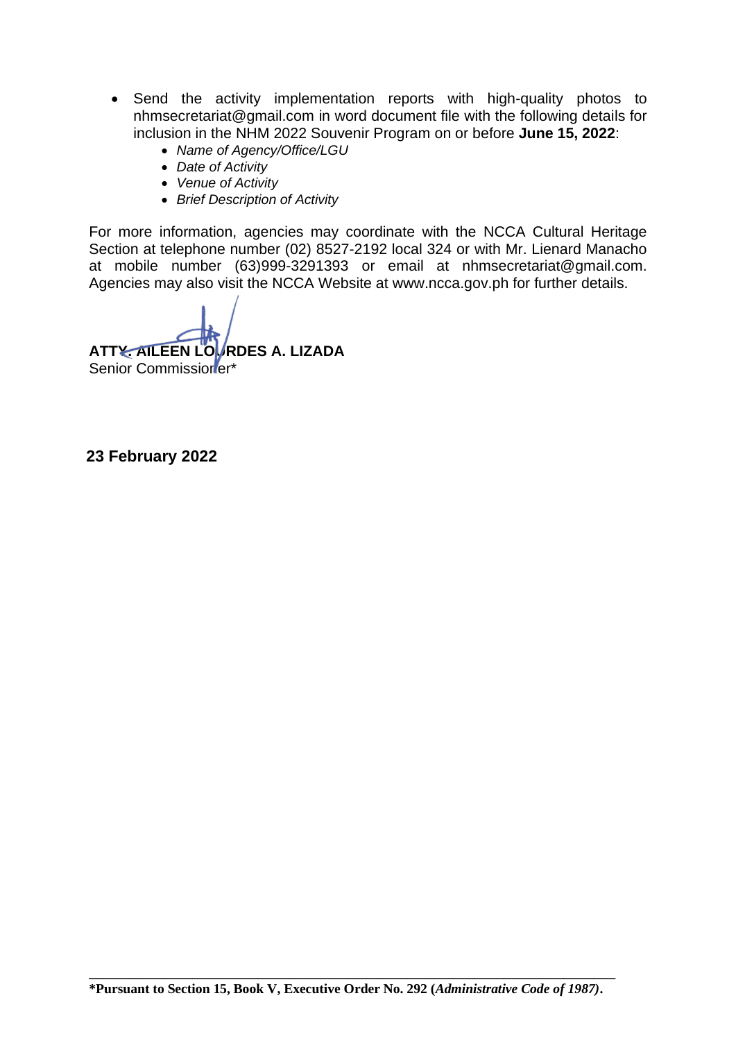- Send the activity implementation reports with high-quality photos to nhmsecretariat@gmail.com in word document file with the following details for inclusion in the NHM 2022 Souvenir Program on or before **June 15, 2022**:
  - *Name of Agency/Office/LGU*
  - *Date of Activity*
  - *Venue of Activity*
  - *Brief Description of Activity*

For more information, agencies may coordinate with the NCCA Cultural Heritage Section at telephone number (02) 8527-2192 local 324 or with Mr. Lienard Manacho at mobile number (63)999-3291393 or email at nhmsecretariat@gmail.com. Agencies may also visit the NCCA Website at www.ncca.gov.ph for further details.

**ATTY. AILEEN LOURDES A. LIZADA**
Senior Commissioner*

**23 February 2022**

---

***Pursuant to Section 15, Book V, Executive Order No. 292 (*Administrative Code of 1987*).**